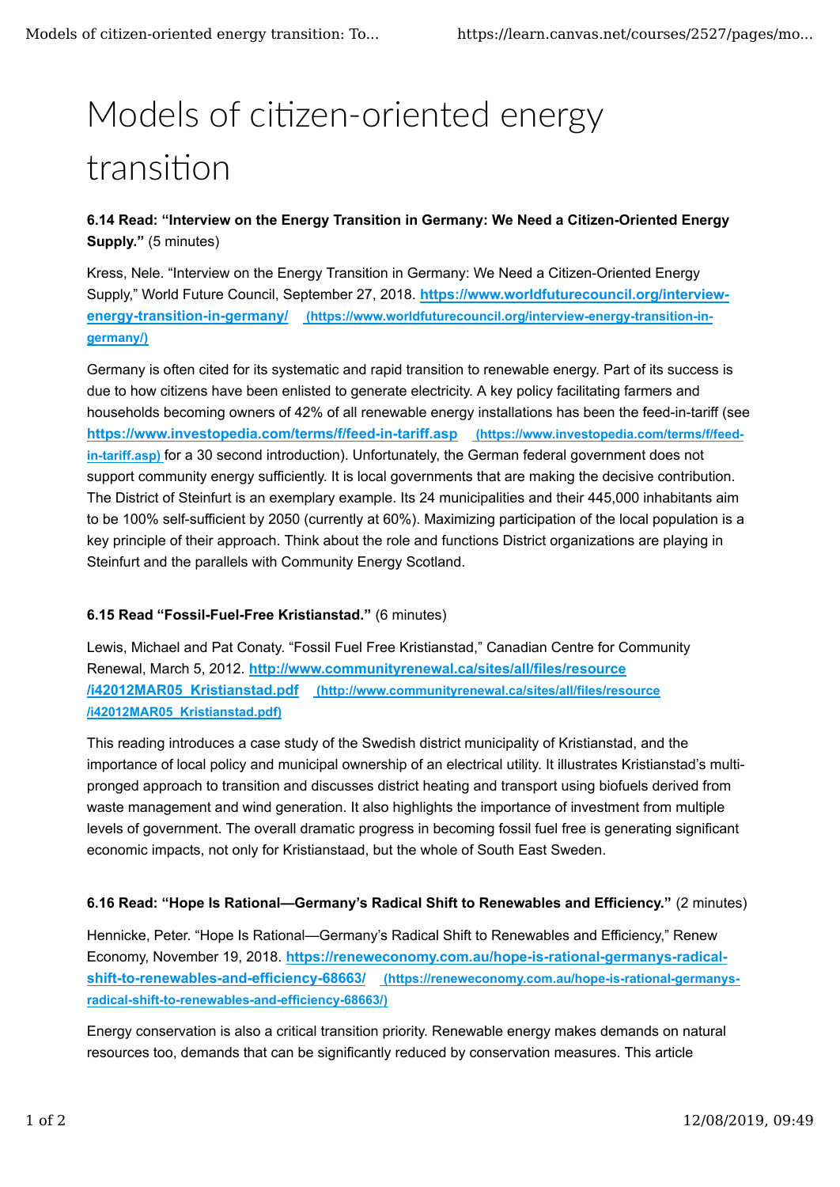# Models of citizen-oriented energy transition

**6.14 Read: "Interview on the Energy Transition in Germany: We Need a Citizen-Oriented Energy Supply."** (5 minutes)

Kress, Nele. "Interview on the Energy Transition in Germany: We Need a Citizen-Oriented Energy Supply," World Future Council, September 27, 2018. **https://www.worldfuturecouncil.org/interview-energy-transition-in-germany/** (https://www.worldfuturecouncil.org/interview-energy-transition-in-germany/)

Germany is often cited for its systematic and rapid transition to renewable energy. Part of its success is due to how citizens have been enlisted to generate electricity. A key policy facilitating farmers and households becoming owners of 42% of all renewable energy installations has been the feed-in-tariff (see **https://www.investopedia.com/terms/f/feed-in-tariff.asp** (https://www.investopedia.com/terms/f/feed-in-tariff.asp) for a 30 second introduction). Unfortunately, the German federal government does not support community energy sufficiently. It is local governments that are making the decisive contribution. The District of Steinfurt is an exemplary example. Its 24 municipalities and their 445,000 inhabitants aim to be 100% self-sufficient by 2050 (currently at 60%). Maximizing participation of the local population is a key principle of their approach. Think about the role and functions District organizations are playing in Steinfurt and the parallels with Community Energy Scotland.

**6.15 Read "Fossil-Fuel-Free Kristianstad."** (6 minutes)

Lewis, Michael and Pat Conaty. "Fossil Fuel Free Kristianstad," Canadian Centre for Community Renewal, March 5, 2012. **http://www.communityrenewal.ca/sites/all/files/resource/i42012MAR05_Kristianstad.pdf** (http://www.communityrenewal.ca/sites/all/files/resource/i42012MAR05_Kristianstad.pdf)

This reading introduces a case study of the Swedish district municipality of Kristianstad, and the importance of local policy and municipal ownership of an electrical utility. It illustrates Kristianstad's multi-pronged approach to transition and discusses district heating and transport using biofuels derived from waste management and wind generation. It also highlights the importance of investment from multiple levels of government. The overall dramatic progress in becoming fossil fuel free is generating significant economic impacts, not only for Kristianstaad, but the whole of South East Sweden.

**6.16 Read: "Hope Is Rational—Germany's Radical Shift to Renewables and Efficiency."** (2 minutes)

Hennicke, Peter. "Hope Is Rational—Germany's Radical Shift to Renewables and Efficiency," Renew Economy, November 19, 2018. **https://reneweconomy.com.au/hope-is-rational-germanys-radical-shift-to-renewables-and-efficiency-68663/** (https://reneweconomy.com.au/hope-is-rational-germanys-radical-shift-to-renewables-and-efficiency-68663/)

Energy conservation is also a critical transition priority. Renewable energy makes demands on natural resources too, demands that can be significantly reduced by conservation measures. This article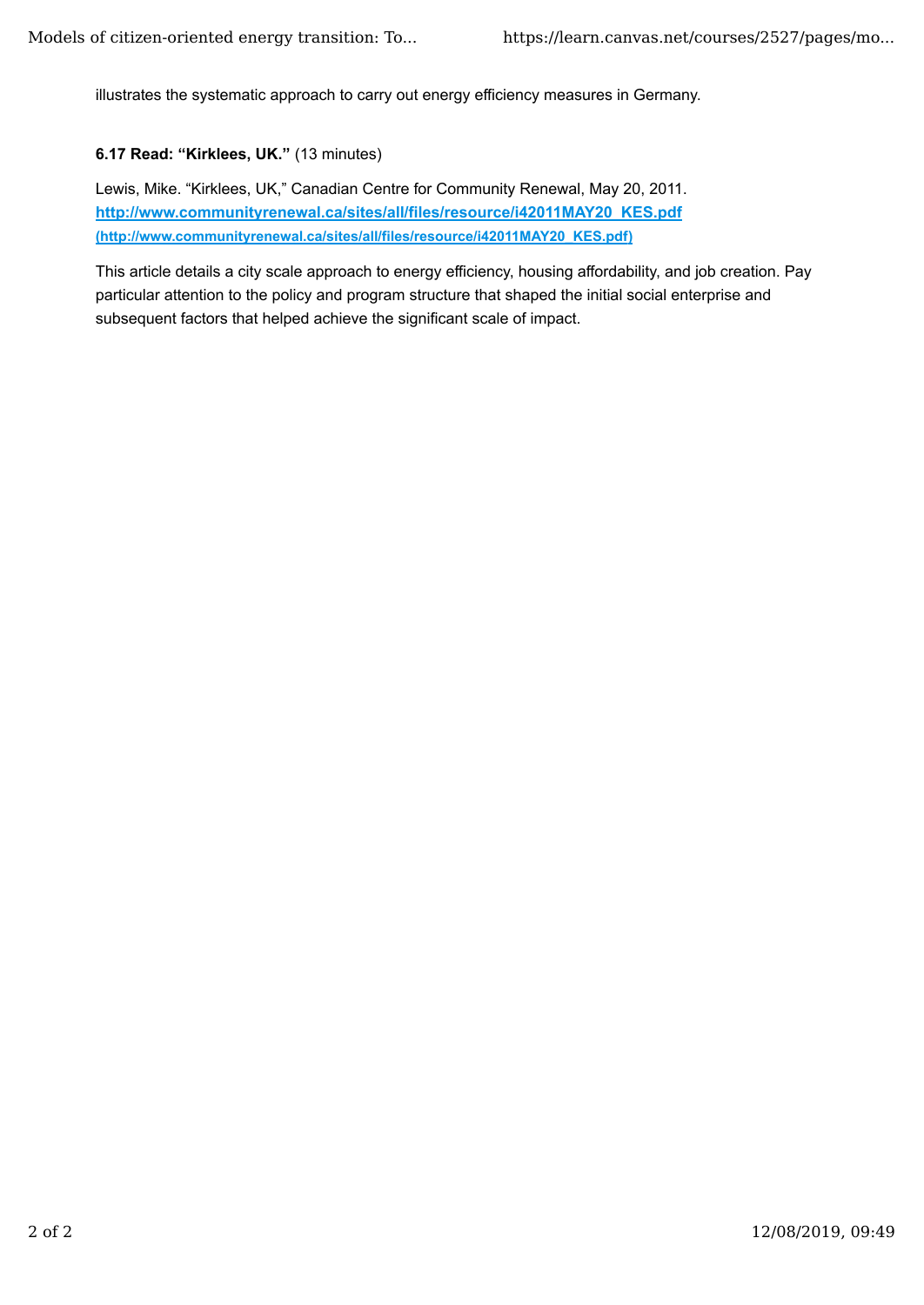illustrates the systematic approach to carry out energy efficiency measures in Germany.

**6.17 Read: "Kirklees, UK."** (13 minutes)

Lewis, Mike. "Kirklees, UK," Canadian Centre for Community Renewal, May 20, 2011. **http://www.communityrenewal.ca/sites/all/files/resource/i42011MAY20_KES.pdf** **(http://www.communityrenewal.ca/sites/all/files/resource/i42011MAY20_KES.pdf)**

This article details a city scale approach to energy efficiency, housing affordability, and job creation. Pay particular attention to the policy and program structure that shaped the initial social enterprise and subsequent factors that helped achieve the significant scale of impact.